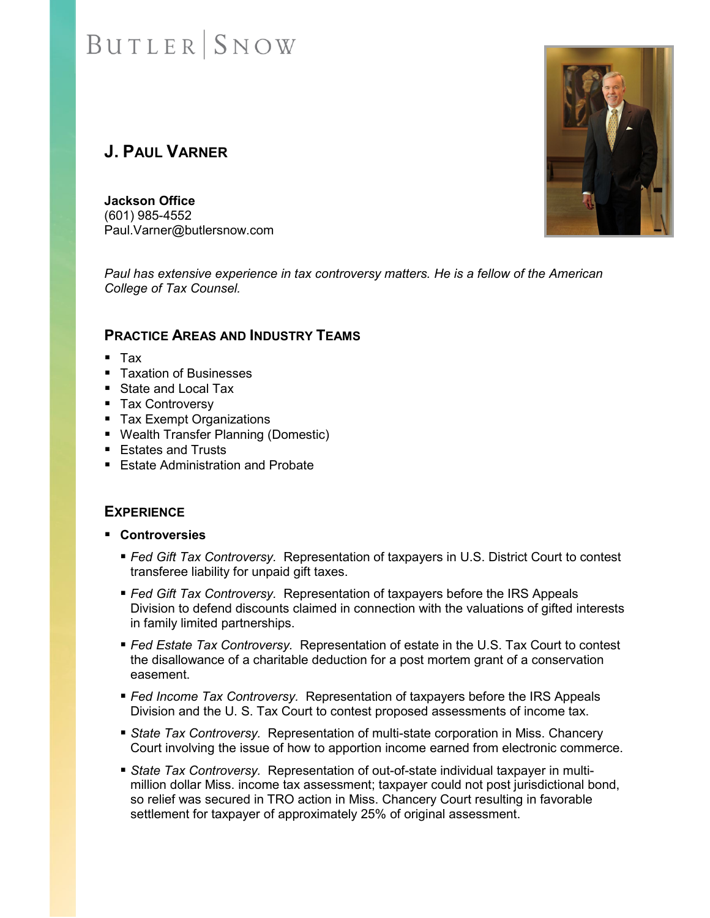BUTLER | SNOW

# J. PAUL VARNER

**Jackson Office**
(601) 985-4552
Paul.Varner@butlersnow.com

*Paul has extensive experience in tax controversy matters. He is a fellow of the American College of Tax Counsel.*

## PRACTICE AREAS AND INDUSTRY TEAMS

- Tax
- Taxation of Businesses
- State and Local Tax
- Tax Controversy
- Tax Exempt Organizations
- Wealth Transfer Planning (Domestic)
- Estates and Trusts
- Estate Administration and Probate

## EXPERIENCE

- **Controversies**
  - *Fed Gift Tax Controversy.* Representation of taxpayers in U.S. District Court to contest transferee liability for unpaid gift taxes.
  - *Fed Gift Tax Controversy.* Representation of taxpayers before the IRS Appeals Division to defend discounts claimed in connection with the valuations of gifted interests in family limited partnerships.
  - *Fed Estate Tax Controversy.* Representation of estate in the U.S. Tax Court to contest the disallowance of a charitable deduction for a post mortem grant of a conservation easement.
  - *Fed Income Tax Controversy.* Representation of taxpayers before the IRS Appeals Division and the U. S. Tax Court to contest proposed assessments of income tax.
  - *State Tax Controversy.* Representation of multi-state corporation in Miss. Chancery Court involving the issue of how to apportion income earned from electronic commerce.
  - *State Tax Controversy.* Representation of out-of-state individual taxpayer in multi-million dollar Miss. income tax assessment; taxpayer could not post jurisdictional bond, so relief was secured in TRO action in Miss. Chancery Court resulting in favorable settlement for taxpayer of approximately 25% of original assessment.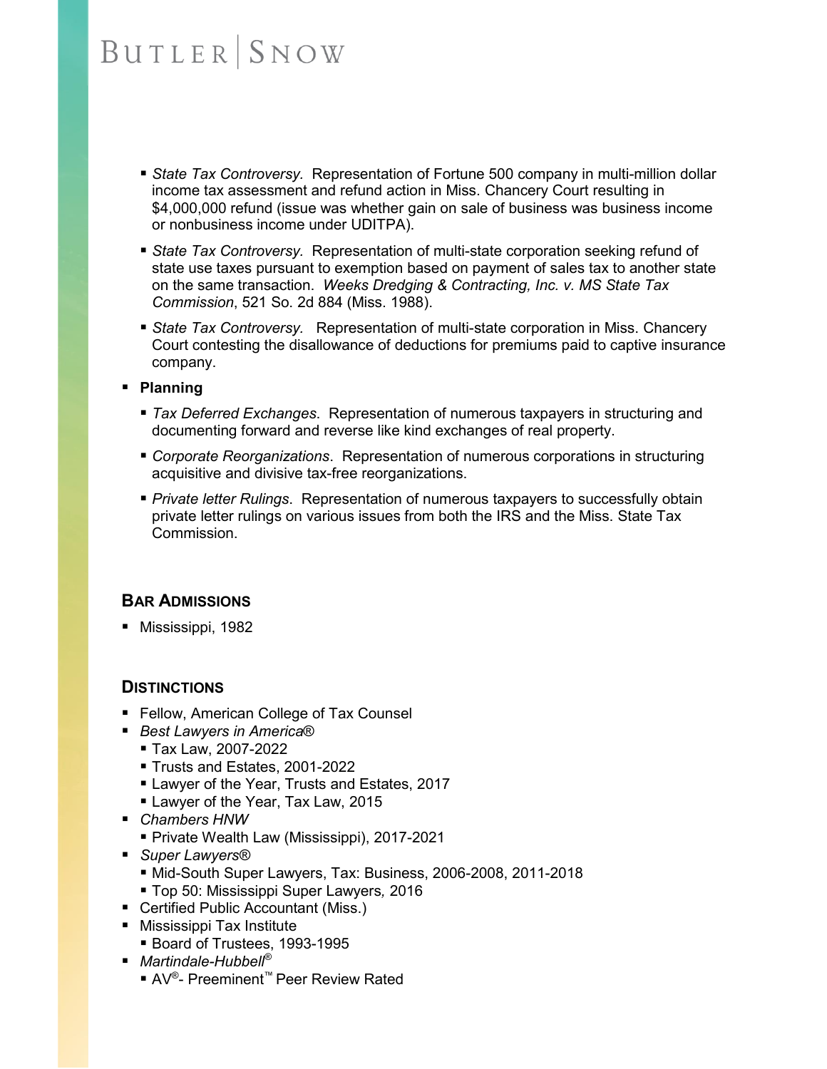- *State Tax Controversy.* Representation of Fortune 500 company in multi-million dollar income tax assessment and refund action in Miss. Chancery Court resulting in $4,000,000 refund (issue was whether gain on sale of business was business income or nonbusiness income under UDITPA).
- *State Tax Controversy.* Representation of multi-state corporation seeking refund of state use taxes pursuant to exemption based on payment of sales tax to another state on the same transaction. *Weeks Dredging & Contracting, Inc. v. MS State Tax Commission*, 521 So. 2d 884 (Miss. 1988).
- *State Tax Controversy.* Representation of multi-state corporation in Miss. Chancery Court contesting the disallowance of deductions for premiums paid to captive insurance company.

- **Planning**
  - *Tax Deferred Exchanges*. Representation of numerous taxpayers in structuring and documenting forward and reverse like kind exchanges of real property.
  - *Corporate Reorganizations*. Representation of numerous corporations in structuring acquisitive and divisive tax-free reorganizations.
  - *Private letter Rulings*. Representation of numerous taxpayers to successfully obtain private letter rulings on various issues from both the IRS and the Miss. State Tax Commission.

## Bar Admissions

- Mississippi, 1982

## Distinctions

- Fellow, American College of Tax Counsel
- *Best Lawyers in America®*
  - Tax Law, 2007-2022
  - Trusts and Estates, 2001-2022
  - Lawyer of the Year, Trusts and Estates, 2017
  - Lawyer of the Year, Tax Law, 2015
- *Chambers HNW*
  - Private Wealth Law (Mississippi), 2017-2021
- *Super Lawyers®*
  - Mid-South Super Lawyers, Tax: Business, 2006-2008, 2011-2018
  - Top 50: Mississippi Super Lawyers, 2016
- Certified Public Accountant (Miss.)
- Mississippi Tax Institute
  - Board of Trustees, 1993-1995
- *Martindale-Hubbell®*
  - AV®- Preeminent™ Peer Review Rated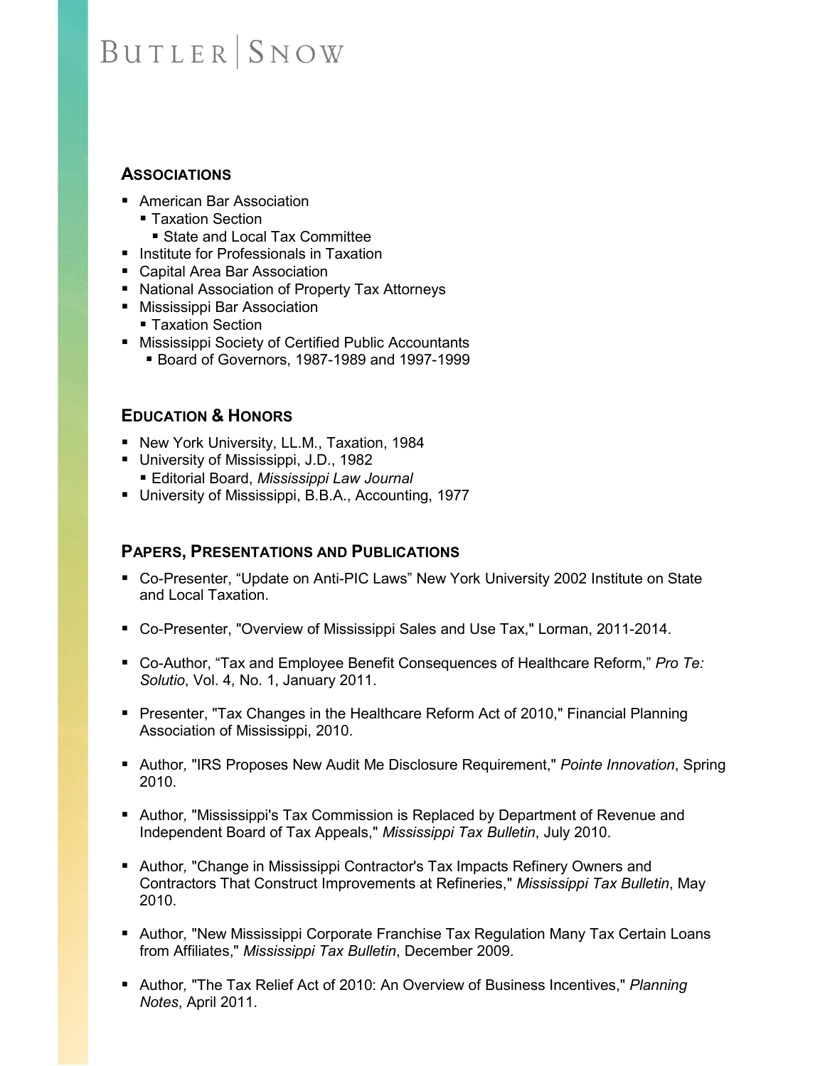## ASSOCIATIONS

- American Bar Association
  - Taxation Section
    - State and Local Tax Committee
- Institute for Professionals in Taxation
- Capital Area Bar Association
- National Association of Property Tax Attorneys
- Mississippi Bar Association
  - Taxation Section
- Mississippi Society of Certified Public Accountants
  - Board of Governors, 1987-1989 and 1997-1999

## EDUCATION & HONORS

- New York University, LL.M., Taxation, 1984
- University of Mississippi, J.D., 1982
  - Editorial Board, *Mississippi Law Journal*
- University of Mississippi, B.B.A., Accounting, 1977

## PAPERS, PRESENTATIONS AND PUBLICATIONS

- Co-Presenter, "Update on Anti-PIC Laws" New York University 2002 Institute on State and Local Taxation.
- Co-Presenter, "Overview of Mississippi Sales and Use Tax," Lorman, 2011-2014.
- Co-Author, "Tax and Employee Benefit Consequences of Healthcare Reform," *Pro Te: Solutio*, Vol. 4, No. 1, January 2011.
- Presenter, "Tax Changes in the Healthcare Reform Act of 2010," Financial Planning Association of Mississippi, 2010.
- Author, "IRS Proposes New Audit Me Disclosure Requirement," *Pointe Innovation*, Spring 2010.
- Author, "Mississippi's Tax Commission is Replaced by Department of Revenue and Independent Board of Tax Appeals," *Mississippi Tax Bulletin*, July 2010.
- Author, "Change in Mississippi Contractor's Tax Impacts Refinery Owners and Contractors That Construct Improvements at Refineries," *Mississippi Tax Bulletin*, May 2010.
- Author, "New Mississippi Corporate Franchise Tax Regulation Many Tax Certain Loans from Affiliates," *Mississippi Tax Bulletin*, December 2009.
- Author, "The Tax Relief Act of 2010: An Overview of Business Incentives," *Planning Notes*, April 2011.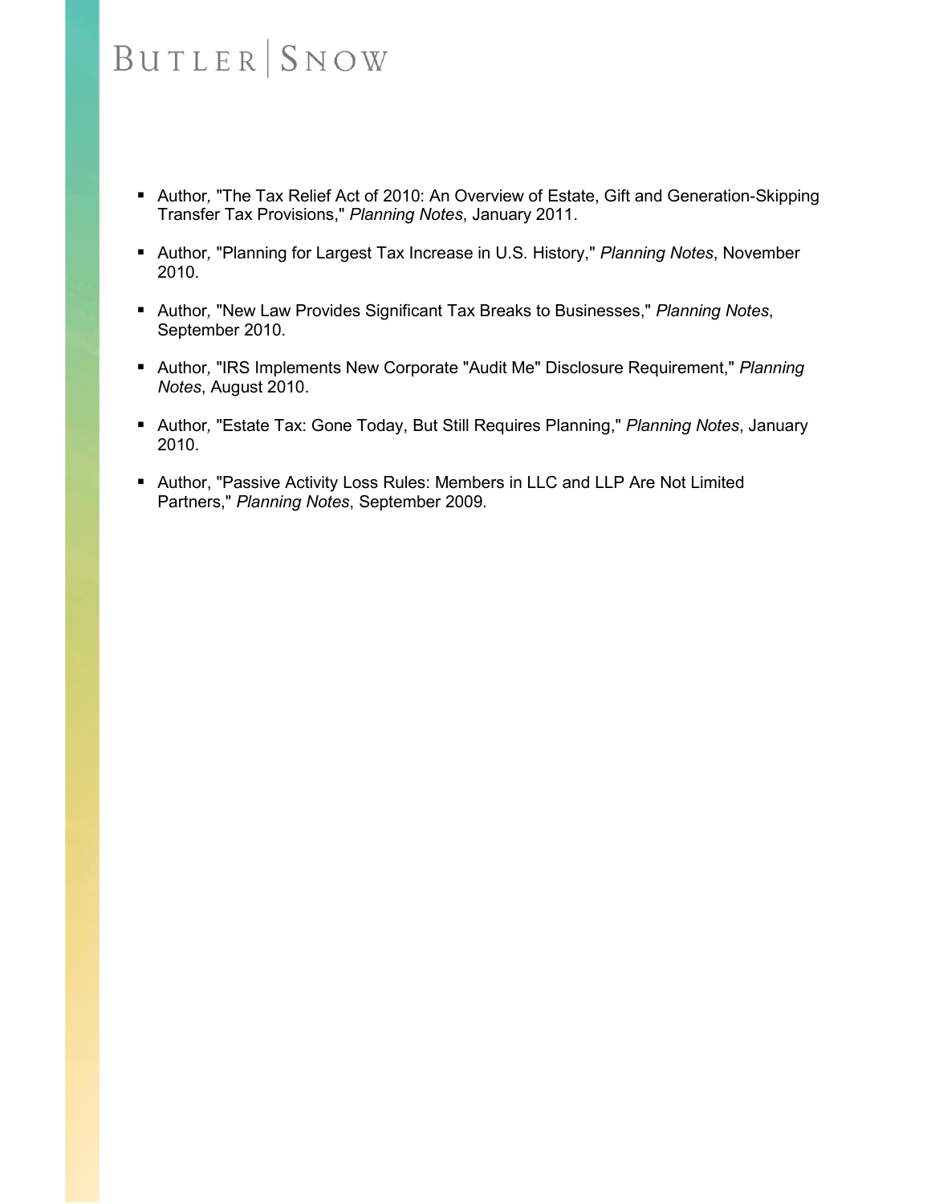- Author, "The Tax Relief Act of 2010: An Overview of Estate, Gift and Generation-Skipping Transfer Tax Provisions," *Planning Notes*, January 2011.

- Author, "Planning for Largest Tax Increase in U.S. History," *Planning Notes*, November 2010.

- Author, "New Law Provides Significant Tax Breaks to Businesses," *Planning Notes*, September 2010.

- Author, "IRS Implements New Corporate "Audit Me" Disclosure Requirement," *Planning Notes*, August 2010.

- Author, "Estate Tax: Gone Today, But Still Requires Planning," *Planning Notes*, January 2010.

- Author, "Passive Activity Loss Rules: Members in LLC and LLP Are Not Limited Partners," *Planning Notes*, September 2009.